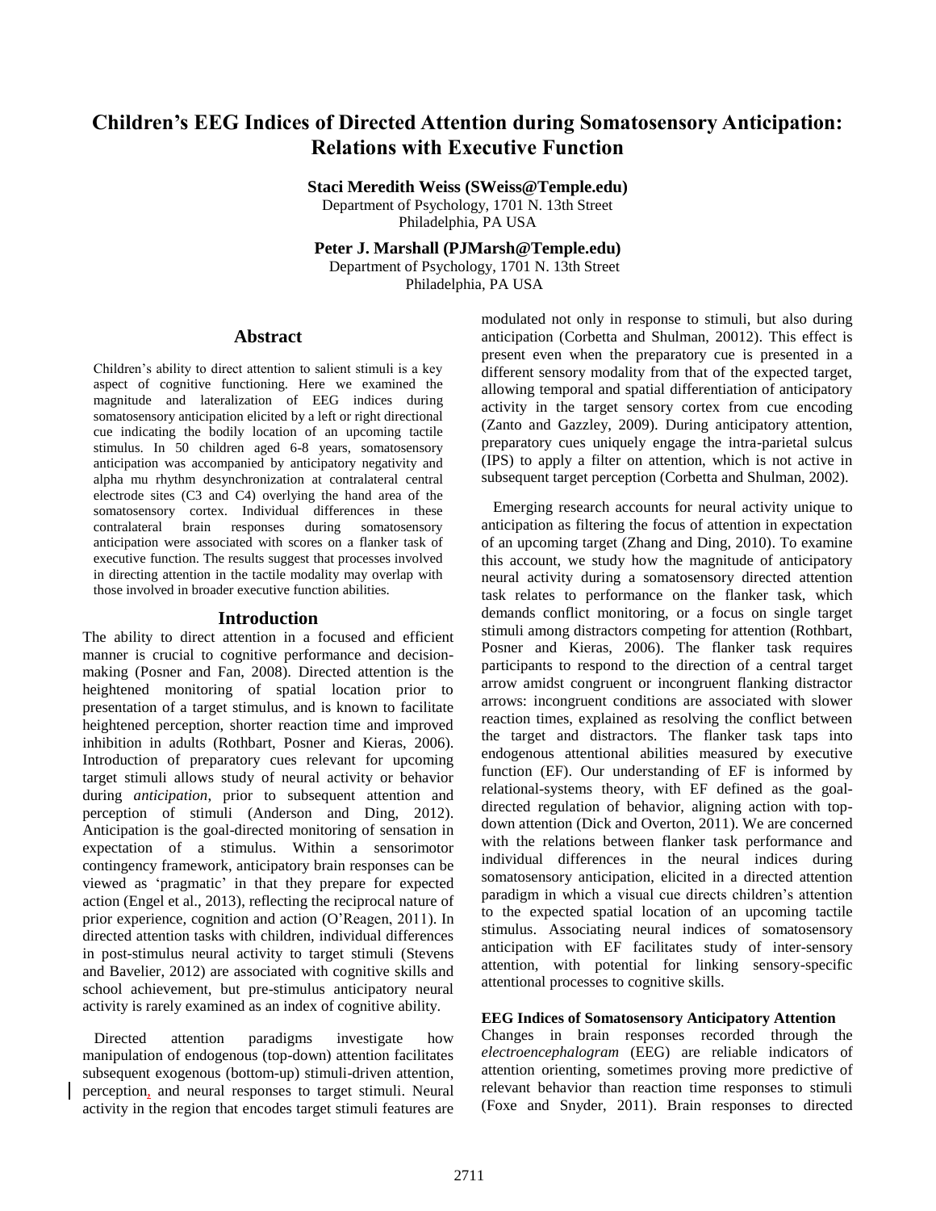# Children's EEG Indices of Directed Attention during Somatosensory Anticipation: Relations with Executive Function

**Staci Meredith Weiss (SWeiss@Temple.edu)**
Department of Psychology, 1701 N. 13th Street
Philadelphia, PA USA

**Peter J. Marshall (PJMarsh@Temple.edu)**
Department of Psychology, 1701 N. 13th Street
Philadelphia, PA USA

## Abstract

Children's ability to direct attention to salient stimuli is a key aspect of cognitive functioning. Here we examined the magnitude and lateralization of EEG indices during somatosensory anticipation elicited by a left or right directional cue indicating the bodily location of an upcoming tactile stimulus. In 50 children aged 6-8 years, somatosensory anticipation was accompanied by anticipatory negativity and alpha mu rhythm desynchronization at contralateral central electrode sites (C3 and C4) overlying the hand area of the somatosensory cortex. Individual differences in these contralateral brain responses during somatosensory anticipation were associated with scores on a flanker task of executive function. The results suggest that processes involved in directing attention in the tactile modality may overlap with those involved in broader executive function abilities.

## Introduction

The ability to direct attention in a focused and efficient manner is crucial to cognitive performance and decision-making (Posner and Fan, 2008). Directed attention is the heightened monitoring of spatial location prior to presentation of a target stimulus, and is known to facilitate heightened perception, shorter reaction time and improved inhibition in adults (Rothbart, Posner and Kieras, 2006). Introduction of preparatory cues relevant for upcoming target stimuli allows study of neural activity or behavior during *anticipation*, prior to subsequent attention and perception of stimuli (Anderson and Ding, 2012). Anticipation is the goal-directed monitoring of sensation in expectation of a stimulus. Within a sensorimotor contingency framework, anticipatory brain responses can be viewed as 'pragmatic' in that they prepare for expected action (Engel et al., 2013), reflecting the reciprocal nature of prior experience, cognition and action (O'Reagen, 2011). In directed attention tasks with children, individual differences in post-stimulus neural activity to target stimuli (Stevens and Bavelier, 2012) are associated with cognitive skills and school achievement, but pre-stimulus anticipatory neural activity is rarely examined as an index of cognitive ability.

Directed attention paradigms investigate how manipulation of endogenous (top-down) attention facilitates subsequent exogenous (bottom-up) stimuli-driven attention, perception, and neural responses to target stimuli. Neural activity in the region that encodes target stimuli features are modulated not only in response to stimuli, but also during anticipation (Corbetta and Shulman, 20012). This effect is present even when the preparatory cue is presented in a different sensory modality from that of the expected target, allowing temporal and spatial differentiation of anticipatory activity in the target sensory cortex from cue encoding (Zanto and Gazzley, 2009). During anticipatory attention, preparatory cues uniquely engage the intra-parietal sulcus (IPS) to apply a filter on attention, which is not active in subsequent target perception (Corbetta and Shulman, 2002).

Emerging research accounts for neural activity unique to anticipation as filtering the focus of attention in expectation of an upcoming target (Zhang and Ding, 2010). To examine this account, we study how the magnitude of anticipatory neural activity during a somatosensory directed attention task relates to performance on the flanker task, which demands conflict monitoring, or a focus on single target stimuli among distractors competing for attention (Rothbart, Posner and Kieras, 2006). The flanker task requires participants to respond to the direction of a central target arrow amidst congruent or incongruent flanking distractor arrows: incongruent conditions are associated with slower reaction times, explained as resolving the conflict between the target and distractors. The flanker task taps into endogenous attentional abilities measured by executive function (EF). Our understanding of EF is informed by relational-systems theory, with EF defined as the goal-directed regulation of behavior, aligning action with top-down attention (Dick and Overton, 2011). We are concerned with the relations between flanker task performance and individual differences in the neural indices during somatosensory anticipation, elicited in a directed attention paradigm in which a visual cue directs children's attention to the expected spatial location of an upcoming tactile stimulus. Associating neural indices of somatosensory anticipation with EF facilitates study of inter-sensory attention, with potential for linking sensory-specific attentional processes to cognitive skills.

### EEG Indices of Somatosensory Anticipatory Attention

Changes in brain responses recorded through the *electroencephalogram* (EEG) are reliable indicators of attention orienting, sometimes proving more predictive of relevant behavior than reaction time responses to stimuli (Foxe and Snyder, 2011). Brain responses to directed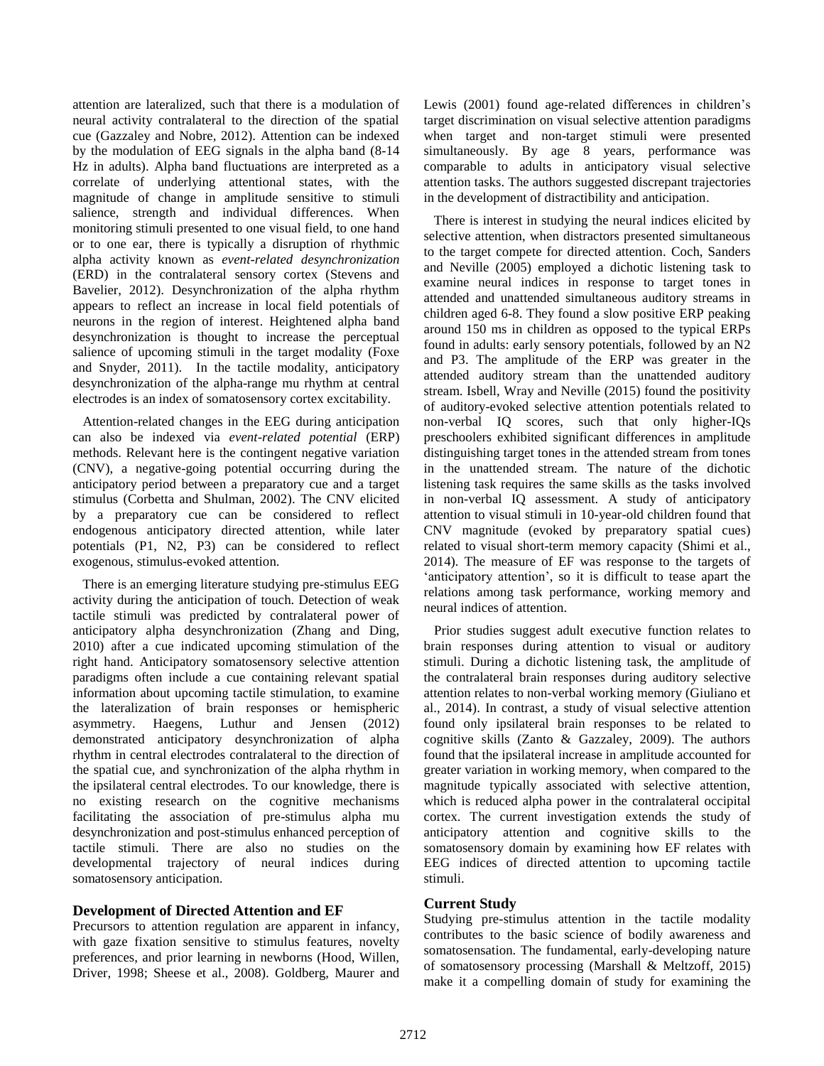attention are lateralized, such that there is a modulation of neural activity contralateral to the direction of the spatial cue (Gazzaley and Nobre, 2012). Attention can be indexed by the modulation of EEG signals in the alpha band (8-14 Hz in adults). Alpha band fluctuations are interpreted as a correlate of underlying attentional states, with the magnitude of change in amplitude sensitive to stimuli salience, strength and individual differences. When monitoring stimuli presented to one visual field, to one hand or to one ear, there is typically a disruption of rhythmic alpha activity known as *event-related desynchronization* (ERD) in the contralateral sensory cortex (Stevens and Bavelier, 2012). Desynchronization of the alpha rhythm appears to reflect an increase in local field potentials of neurons in the region of interest. Heightened alpha band desynchronization is thought to increase the perceptual salience of upcoming stimuli in the target modality (Foxe and Snyder, 2011). In the tactile modality, anticipatory desynchronization of the alpha-range mu rhythm at central electrodes is an index of somatosensory cortex excitability.

Attention-related changes in the EEG during anticipation can also be indexed via *event-related potential* (ERP) methods. Relevant here is the contingent negative variation (CNV), a negative-going potential occurring during the anticipatory period between a preparatory cue and a target stimulus (Corbetta and Shulman, 2002). The CNV elicited by a preparatory cue can be considered to reflect endogenous anticipatory directed attention, while later potentials (P1, N2, P3) can be considered to reflect exogenous, stimulus-evoked attention.

There is an emerging literature studying pre-stimulus EEG activity during the anticipation of touch. Detection of weak tactile stimuli was predicted by contralateral power of anticipatory alpha desynchronization (Zhang and Ding, 2010) after a cue indicated upcoming stimulation of the right hand. Anticipatory somatosensory selective attention paradigms often include a cue containing relevant spatial information about upcoming tactile stimulation, to examine the lateralization of brain responses or hemispheric asymmetry. Haegens, Luthur and Jensen (2012) demonstrated anticipatory desynchronization of alpha rhythm in central electrodes contralateral to the direction of the spatial cue, and synchronization of the alpha rhythm in the ipsilateral central electrodes. To our knowledge, there is no existing research on the cognitive mechanisms facilitating the association of pre-stimulus alpha mu desynchronization and post-stimulus enhanced perception of tactile stimuli. There are also no studies on the developmental trajectory of neural indices during somatosensory anticipation.

## Development of Directed Attention and EF

Precursors to attention regulation are apparent in infancy, with gaze fixation sensitive to stimulus features, novelty preferences, and prior learning in newborns (Hood, Willen, Driver, 1998; Sheese et al., 2008). Goldberg, Maurer and Lewis (2001) found age-related differences in children's target discrimination on visual selective attention paradigms when target and non-target stimuli were presented simultaneously. By age 8 years, performance was comparable to adults in anticipatory visual selective attention tasks. The authors suggested discrepant trajectories in the development of distractibility and anticipation.

There is interest in studying the neural indices elicited by selective attention, when distractors presented simultaneous to the target compete for directed attention. Coch, Sanders and Neville (2005) employed a dichotic listening task to examine neural indices in response to target tones in attended and unattended simultaneous auditory streams in children aged 6-8. They found a slow positive ERP peaking around 150 ms in children as opposed to the typical ERPs found in adults: early sensory potentials, followed by an N2 and P3. The amplitude of the ERP was greater in the attended auditory stream than the unattended auditory stream. Isbell, Wray and Neville (2015) found the positivity of auditory-evoked selective attention potentials related to non-verbal IQ scores, such that only higher-IQs preschoolers exhibited significant differences in amplitude distinguishing target tones in the attended stream from tones in the unattended stream. The nature of the dichotic listening task requires the same skills as the tasks involved in non-verbal IQ assessment. A study of anticipatory attention to visual stimuli in 10-year-old children found that CNV magnitude (evoked by preparatory spatial cues) related to visual short-term memory capacity (Shimi et al., 2014). The measure of EF was response to the targets of 'anticipatory attention', so it is difficult to tease apart the relations among task performance, working memory and neural indices of attention.

Prior studies suggest adult executive function relates to brain responses during attention to visual or auditory stimuli. During a dichotic listening task, the amplitude of the contralateral brain responses during auditory selective attention relates to non-verbal working memory (Giuliano et al., 2014). In contrast, a study of visual selective attention found only ipsilateral brain responses to be related to cognitive skills (Zanto & Gazzaley, 2009). The authors found that the ipsilateral increase in amplitude accounted for greater variation in working memory, when compared to the magnitude typically associated with selective attention, which is reduced alpha power in the contralateral occipital cortex. The current investigation extends the study of anticipatory attention and cognitive skills to the somatosensory domain by examining how EF relates with EEG indices of directed attention to upcoming tactile stimuli.

## Current Study

Studying pre-stimulus attention in the tactile modality contributes to the basic science of bodily awareness and somatosensation. The fundamental, early-developing nature of somatosensory processing (Marshall & Meltzoff, 2015) make it a compelling domain of study for examining the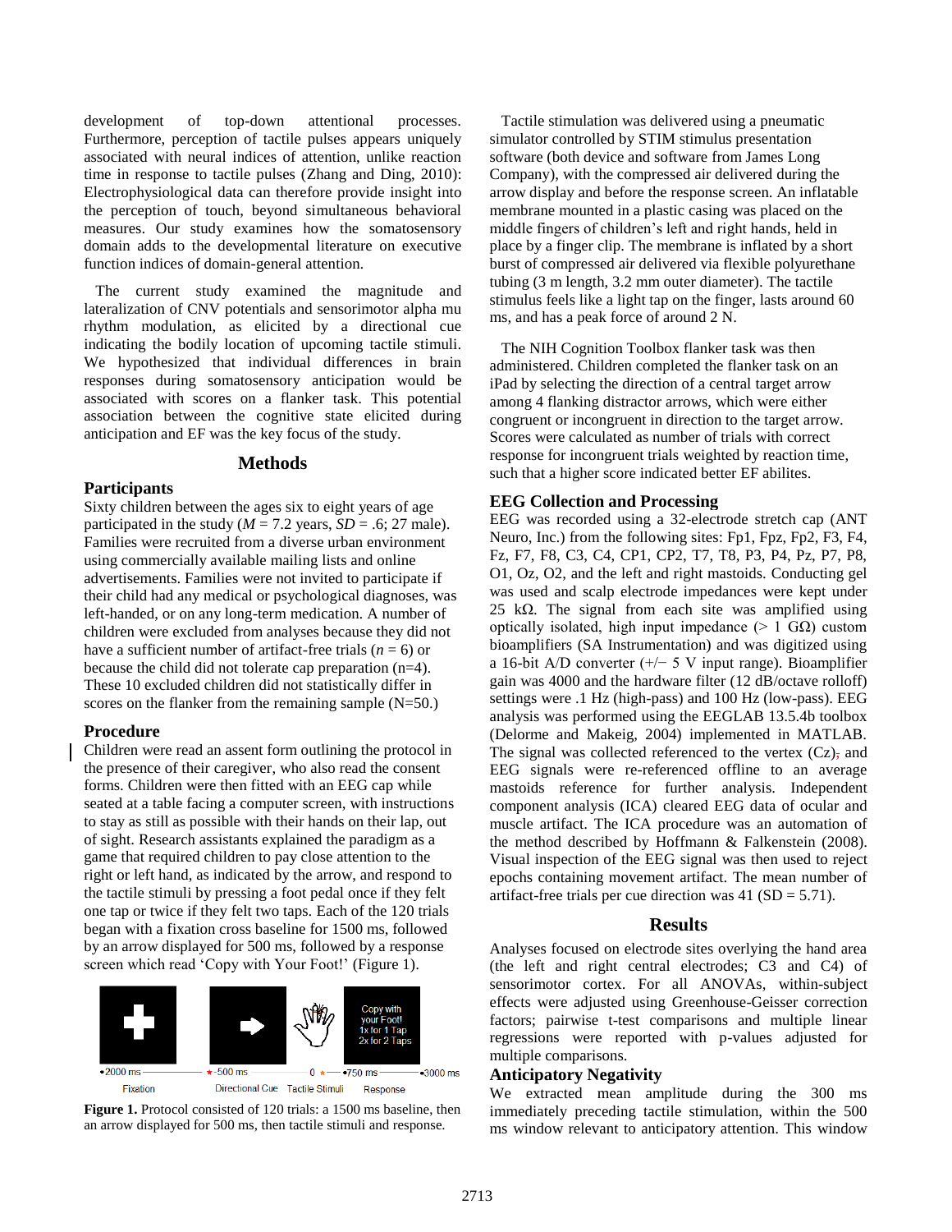development of top-down attentional processes. Furthermore, perception of tactile pulses appears uniquely associated with neural indices of attention, unlike reaction time in response to tactile pulses (Zhang and Ding, 2010): Electrophysiological data can therefore provide insight into the perception of touch, beyond simultaneous behavioral measures. Our study examines how the somatosensory domain adds to the developmental literature on executive function indices of domain-general attention.

The current study examined the magnitude and lateralization of CNV potentials and sensorimotor alpha mu rhythm modulation, as elicited by a directional cue indicating the bodily location of upcoming tactile stimuli. We hypothesized that individual differences in brain responses during somatosensory anticipation would be associated with scores on a flanker task. This potential association between the cognitive state elicited during anticipation and EF was the key focus of the study.

## Methods

### Participants

Sixty children between the ages six to eight years of age participated in the study ($M$ = 7.2 years, $SD$ = .6; 27 male). Families were recruited from a diverse urban environment using commercially available mailing lists and online advertisements. Families were not invited to participate if their child had any medical or psychological diagnoses, was left-handed, or on any long-term medication. A number of children were excluded from analyses because they did not have a sufficient number of artifact-free trials ($n$ = 6) or because the child did not tolerate cap preparation (n=4). These 10 excluded children did not statistically differ in scores on the flanker from the remaining sample (N=50.)

### Procedure

Children were read an assent form outlining the protocol in the presence of their caregiver, who also read the consent forms. Children were then fitted with an EEG cap while seated at a table facing a computer screen, with instructions to stay as still as possible with their hands on their lap, out of sight. Research assistants explained the paradigm as a game that required children to pay close attention to the right or left hand, as indicated by the arrow, and respond to the tactile stimuli by pressing a foot pedal once if they felt one tap or twice if they felt two taps. Each of the 120 trials began with a fixation cross baseline for 1500 ms, followed by an arrow displayed for 500 ms, followed by a response screen which read 'Copy with Your Foot!' (Figure 1).

-2000 ms — Fixation; -500 ms — Directional Cue; 0 — Tactile Stimuli; 750 ms — Response; 3000 ms. Response screen: "Copy with your Foot! 1x for 1 Tap 2x for 2 Taps"

**Figure 1.** Protocol consisted of 120 trials: a 1500 ms baseline, then an arrow displayed for 500 ms, then tactile stimuli and response.

Tactile stimulation was delivered using a pneumatic simulator controlled by STIM stimulus presentation software (both device and software from James Long Company), with the compressed air delivered during the arrow display and before the response screen. An inflatable membrane mounted in a plastic casing was placed on the middle fingers of children's left and right hands, held in place by a finger clip. The membrane is inflated by a short burst of compressed air delivered via flexible polyurethane tubing (3 m length, 3.2 mm outer diameter). The tactile stimulus feels like a light tap on the finger, lasts around 60 ms, and has a peak force of around 2 N.

The NIH Cognition Toolbox flanker task was then administered. Children completed the flanker task on an iPad by selecting the direction of a central target arrow among 4 flanking distractor arrows, which were either congruent or incongruent in direction to the target arrow. Scores were calculated as number of trials with correct response for incongruent trials weighted by reaction time, such that a higher score indicated better EF abilites.

### EEG Collection and Processing

EEG was recorded using a 32-electrode stretch cap (ANT Neuro, Inc.) from the following sites: Fp1, Fpz, Fp2, F3, F4, Fz, F7, F8, C3, C4, CP1, CP2, T7, T8, P3, P4, Pz, P7, P8, O1, Oz, O2, and the left and right mastoids. Conducting gel was used and scalp electrode impedances were kept under 25 kΩ. The signal from each site was amplified using optically isolated, high input impedance (> 1 GΩ) custom bioamplifiers (SA Instrumentation) and was digitized using a 16-bit A/D converter (+/− 5 V input range). Bioamplifier gain was 4000 and the hardware filter (12 dB/octave rolloff) settings were .1 Hz (high-pass) and 100 Hz (low-pass). EEG analysis was performed using the EEGLAB 13.5.4b toolbox (Delorme and Makeig, 2004) implemented in MATLAB. The signal was collected referenced to the vertex (Cz), and EEG signals were re-referenced offline to an average mastoids reference for further analysis. Independent component analysis (ICA) cleared EEG data of ocular and muscle artifact. The ICA procedure was an automation of the method described by Hoffmann & Falkenstein (2008). Visual inspection of the EEG signal was then used to reject epochs containing movement artifact. The mean number of artifact-free trials per cue direction was 41 (SD = 5.71).

## Results

Analyses focused on electrode sites overlying the hand area (the left and right central electrodes; C3 and C4) of sensorimotor cortex. For all ANOVAs, within-subject effects were adjusted using Greenhouse-Geisser correction factors; pairwise t-test comparisons and multiple linear regressions were reported with p-values adjusted for multiple comparisons.

### Anticipatory Negativity

We extracted mean amplitude during the 300 ms immediately preceding tactile stimulation, within the 500 ms window relevant to anticipatory attention. This window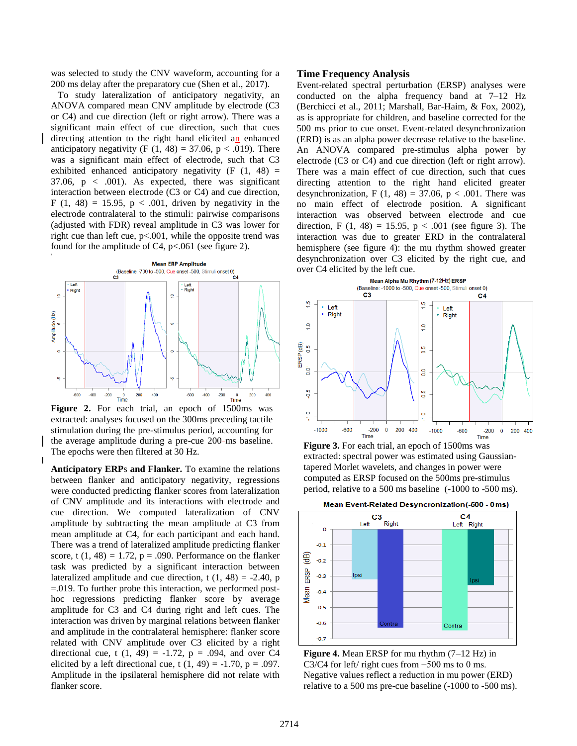was selected to study the CNV waveform, accounting for a 200 ms delay after the preparatory cue (Shen et al., 2017).

To study lateralization of anticipatory negativity, an ANOVA compared mean CNV amplitude by electrode (C3 or C4) and cue direction (left or right arrow). There was a significant main effect of cue direction, such that cues directing attention to the right hand elicited an enhanced anticipatory negativity (F (1, 48) = 37.06, p < .019). There was a significant main effect of electrode, such that C3 exhibited enhanced anticipatory negativity (F (1, 48) = 37.06, p < .001). As expected, there was significant interaction between electrode (C3 or C4) and cue direction, F (1, 48) = 15.95, p < .001, driven by negativity in the electrode contralateral to the stimuli: pairwise comparisons (adjusted with FDR) reveal amplitude in C3 was lower for right cue than left cue, p<.001, while the opposite trend was found for the amplitude of C4, p<.061 (see figure 2).

**Figure 2.** For each trial, an epoch of 1500ms was extracted: analyses focused on the 300ms preceding tactile stimulation during the pre-stimulus period, accounting for the average amplitude during a pre-cue 200-ms baseline. The epochs were then filtered at 30 Hz.

**Anticipatory ERPs and Flanker.** To examine the relations between flanker and anticipatory negativity, regressions were conducted predicting flanker scores from lateralization of CNV amplitude and its interactions with electrode and cue direction. We computed lateralization of CNV amplitude by subtracting the mean amplitude at C3 from mean amplitude at C4, for each participant and each hand. There was a trend of lateralized amplitude predicting flanker score, t (1, 48) = 1.72, p = .090. Performance on the flanker task was predicted by a significant interaction between lateralized amplitude and cue direction, t (1, 48) = -2.40, p =.019. To further probe this interaction, we performed post-hoc regressions predicting flanker score by average amplitude for C3 and C4 during right and left cues. The interaction was driven by marginal relations between flanker and amplitude in the contralateral hemisphere: flanker score related with CNV amplitude over C3 elicited by a right directional cue, t (1, 49) = -1.72, p = .094, and over C4 elicited by a left directional cue, t (1, 49) = -1.70, p = .097. Amplitude in the ipsilateral hemisphere did not relate with flanker score.

## Time Frequency Analysis

Event-related spectral perturbation (ERSP) analyses were conducted on the alpha frequency band at 7–12 Hz (Berchicci et al., 2011; Marshall, Bar-Haim, & Fox, 2002), as is appropriate for children, and baseline corrected for the 500 ms prior to cue onset. Event-related desynchronization (ERD) is as an alpha power decrease relative to the baseline. An ANOVA compared pre-stimulus alpha power by electrode (C3 or C4) and cue direction (left or right arrow). There was a main effect of cue direction, such that cues directing attention to the right hand elicited greater desynchronization, F (1, 48) = 37.06, p < .001. There was no main effect of electrode position. A significant interaction was observed between electrode and cue direction, F (1, 48) = 15.95, p < .001 (see figure 3). The interaction was due to greater ERD in the contralateral hemisphere (see figure 4): the mu rhythm showed greater desynchronization over C3 elicited by the right cue, and over C4 elicited by the left cue.

**Figure 3.** For each trial, an epoch of 1500ms was extracted: spectral power was estimated using Gaussian-tapered Morlet wavelets, and changes in power were computed as ERSP focused on the 500ms pre-stimulus period, relative to a 500 ms baseline (-1000 to -500 ms).

**Figure 4.** Mean ERSP for mu rhythm (7–12 Hz) in C3/C4 for left/ right cues from −500 ms to 0 ms. Negative values reflect a reduction in mu power (ERD) relative to a 500 ms pre-cue baseline (-1000 to -500 ms).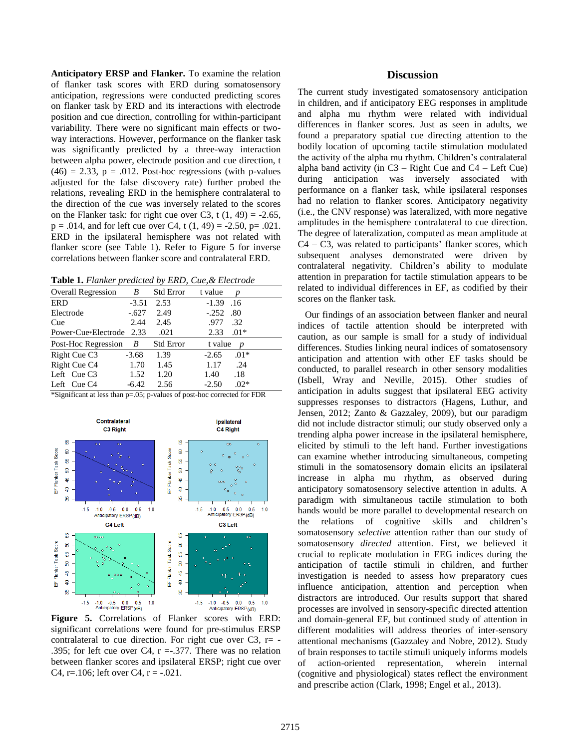**Anticipatory ERSP and Flanker.** To examine the relation of flanker task scores with ERD during somatosensory anticipation, regressions were conducted predicting scores on flanker task by ERD and its interactions with electrode position and cue direction, controlling for within-participant variability. There were no significant main effects or two-way interactions. However, performance on the flanker task was significantly predicted by a three-way interaction between alpha power, electrode position and cue direction, $t(46) = 2.33$, $p = .012$. Post-hoc regressions (with p-values adjusted for the false discovery rate) further probed the relations, revealing ERD in the hemisphere contralateral to the direction of the cue was inversely related to the scores on the Flanker task: for right cue over C3, $t(1, 49) = -2.65$, $p = .014$, and for left cue over C4, $t(1, 49) = -2.50$, $p = .021$. ERD in the ipsilateral hemisphere was not related with flanker score (see Table 1). Refer to Figure 5 for inverse correlations between flanker score and contralateral ERD.

**Table 1.** *Flanker predicted by ERD, Cue,& Electrode*

| Overall Regression | *B* | Std Error | t value | *p* |
|---|---|---|---|---|
| ERD | -3.51 | 2.53 | -1.39 | .16 |
| Electrode | -.627 | 2.49 | -.252 | .80 |
| Cue | 2.44 | 2.45 | .977 | .32 |
| Power*Cue*Electrode | 2.33 | .021 | 2.33 | .01* |
| **Post-Hoc Regression** | ***B*** | **Std Error** | **t value** | ***p*** |
| Right Cue C3 | -3.68 | 1.39 | -2.65 | .01* |
| Right Cue C4 | 1.70 | 1.45 | 1.17 | .24 |
| Left Cue C3 | 1.52 | 1.20 | 1.40 | .18 |
| Left Cue C4 | -6.42 | 2.56 | -2.50 | .02* |

*Significant at less than p=.05; p-values of post-hoc corrected for FDR

**Figure 5.** Correlations of Flanker scores with ERD: significant correlations were found for pre-stimulus ERSP contralateral to cue direction. For right cue over C3, $r = -.395$; for left cue over C4, $r = -.377$. There was no relation between flanker scores and ipsilateral ERSP; right cue over C4, $r = .106$; left over C4, $r = -.021$.

## Discussion

The current study investigated somatosensory anticipation in children, and if anticipatory EEG responses in amplitude and alpha mu rhythm were related with individual differences in flanker scores. Just as seen in adults, we found a preparatory spatial cue directing attention to the bodily location of upcoming tactile stimulation modulated the activity of the alpha mu rhythm. Children's contralateral alpha band activity (in C3 – Right Cue and C4 – Left Cue) during anticipation was inversely associated with performance on a flanker task, while ipsilateral responses had no relation to flanker scores. Anticipatory negativity (i.e., the CNV response) was lateralized, with more negative amplitudes in the hemisphere contralateral to cue direction. The degree of lateralization, computed as mean amplitude at C4 – C3, was related to participants' flanker scores, which subsequent analyses demonstrated were driven by contralateral negativity. Children's ability to modulate attention in preparation for tactile stimulation appears to be related to individual differences in EF, as codified by their scores on the flanker task.

Our findings of an association between flanker and neural indices of tactile attention should be interpreted with caution, as our sample is small for a study of individual differences. Studies linking neural indices of somatosensory anticipation and attention with other EF tasks should be conducted, to parallel research in other sensory modalities (Isbell, Wray and Neville, 2015). Other studies of anticipation in adults suggest that ipsilateral EEG activity suppresses responses to distractors (Hagens, Luthur, and Jensen, 2012; Zanto & Gazzaley, 2009), but our paradigm did not include distractor stimuli; our study observed only a trending alpha power increase in the ipsilateral hemisphere, elicited by stimuli to the left hand. Further investigations can examine whether introducing simultaneous, competing stimuli in the somatosensory domain elicits an ipsilateral increase in alpha mu rhythm, as observed during anticipatory somatosensory selective attention in adults. A paradigm with simultaneous tactile stimulation to both hands would be more parallel to developmental research on the relations of cognitive skills and children's somatosensory *selective* attention rather than our study of somatosensory *directed* attention. First, we believed it crucial to replicate modulation in EEG indices during the anticipation of tactile stimuli in children, and further investigation is needed to assess how preparatory cues influence anticipation, attention and perception when distractors are introduced. Our results support that shared processes are involved in sensory-specific directed attention and domain-general EF, but continued study of attention in different modalities will address theories of inter-sensory attentional mechanisms (Gazzaley and Nobre, 2012). Study of brain responses to tactile stimuli uniquely informs models of action-oriented representation, wherein internal (cognitive and physiological) states reflect the environment and prescribe action (Clark, 1998; Engel et al., 2013).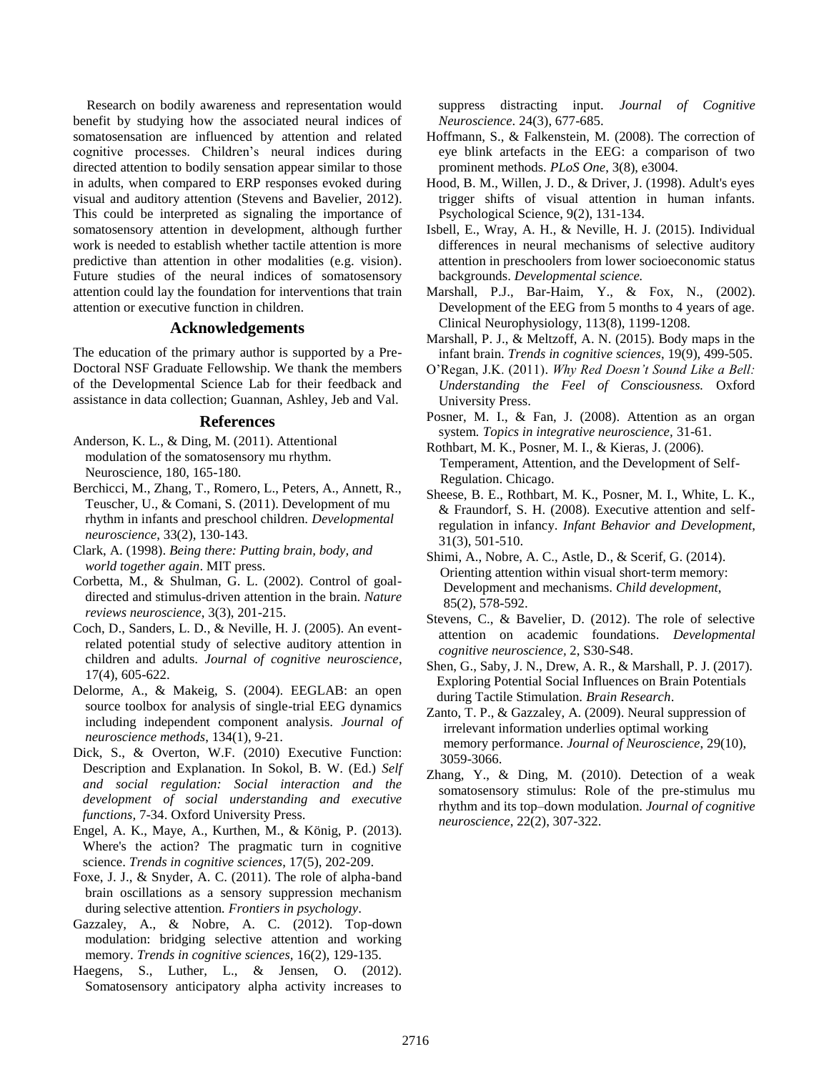Research on bodily awareness and representation would benefit by studying how the associated neural indices of somatosensation are influenced by attention and related cognitive processes. Children's neural indices during directed attention to bodily sensation appear similar to those in adults, when compared to ERP responses evoked during visual and auditory attention (Stevens and Bavelier, 2012). This could be interpreted as signaling the importance of somatosensory attention in development, although further work is needed to establish whether tactile attention is more predictive than attention in other modalities (e.g. vision). Future studies of the neural indices of somatosensory attention could lay the foundation for interventions that train attention or executive function in children.

## Acknowledgements

The education of the primary author is supported by a Pre-Doctoral NSF Graduate Fellowship. We thank the members of the Developmental Science Lab for their feedback and assistance in data collection; Guannan, Ashley, Jeb and Val.

## References

Anderson, K. L., & Ding, M. (2011). Attentional modulation of the somatosensory mu rhythm. Neuroscience, 180, 165-180.

Berchicci, M., Zhang, T., Romero, L., Peters, A., Annett, R., Teuscher, U., & Comani, S. (2011). Development of mu rhythm in infants and preschool children. *Developmental neuroscience*, 33(2), 130-143.

Clark, A. (1998). *Being there: Putting brain, body, and world together again*. MIT press.

Corbetta, M., & Shulman, G. L. (2002). Control of goal-directed and stimulus-driven attention in the brain. *Nature reviews neuroscience*, 3(3), 201-215.

Coch, D., Sanders, L. D., & Neville, H. J. (2005). An event-related potential study of selective auditory attention in children and adults. *Journal of cognitive neuroscience*, 17(4), 605-622.

Delorme, A., & Makeig, S. (2004). EEGLAB: an open source toolbox for analysis of single-trial EEG dynamics including independent component analysis. *Journal of neuroscience methods*, 134(1), 9-21.

Dick, S., & Overton, W.F. (2010) Executive Function: Description and Explanation. In Sokol, B. W. (Ed.) *Self and social regulation: Social interaction and the development of social understanding and executive functions*, 7-34. Oxford University Press.

Engel, A. K., Maye, A., Kurthen, M., & König, P. (2013). Where's the action? The pragmatic turn in cognitive science. *Trends in cognitive sciences*, 17(5), 202-209.

Foxe, J. J., & Snyder, A. C. (2011). The role of alpha-band brain oscillations as a sensory suppression mechanism during selective attention. *Frontiers in psychology*.

Gazzaley, A., & Nobre, A. C. (2012). Top-down modulation: bridging selective attention and working memory. *Trends in cognitive sciences*, 16(2), 129-135.

Haegens, S., Luther, L., & Jensen, O. (2012). Somatosensory anticipatory alpha activity increases to suppress distracting input. *Journal of Cognitive Neuroscience*. 24(3), 677-685.

Hoffmann, S., & Falkenstein, M. (2008). The correction of eye blink artefacts in the EEG: a comparison of two prominent methods. *PLoS One*, 3(8), e3004.

Hood, B. M., Willen, J. D., & Driver, J. (1998). Adult's eyes trigger shifts of visual attention in human infants. Psychological Science, 9(2), 131-134.

Isbell, E., Wray, A. H., & Neville, H. J. (2015). Individual differences in neural mechanisms of selective auditory attention in preschoolers from lower socioeconomic status backgrounds. *Developmental science.*

Marshall, P.J., Bar-Haim, Y., & Fox, N., (2002). Development of the EEG from 5 months to 4 years of age. Clinical Neurophysiology, 113(8), 1199-1208.

Marshall, P. J., & Meltzoff, A. N. (2015). Body maps in the infant brain. *Trends in cognitive sciences*, 19(9), 499-505.

O'Regan, J.K. (2011). *Why Red Doesn't Sound Like a Bell: Understanding the Feel of Consciousness.* Oxford University Press.

Posner, M. I., & Fan, J. (2008). Attention as an organ system. *Topics in integrative neuroscience*, 31-61.

Rothbart, M. K., Posner, M. I., & Kieras, J. (2006). Temperament, Attention, and the Development of Self-Regulation. Chicago.

Sheese, B. E., Rothbart, M. K., Posner, M. I., White, L. K., & Fraundorf, S. H. (2008). Executive attention and self-regulation in infancy. *Infant Behavior and Development*, 31(3), 501-510.

Shimi, A., Nobre, A. C., Astle, D., & Scerif, G. (2014). Orienting attention within visual short-term memory: Development and mechanisms. *Child development*, 85(2), 578-592.

Stevens, C., & Bavelier, D. (2012). The role of selective attention on academic foundations. *Developmental cognitive neuroscience*, 2, S30-S48.

Shen, G., Saby, J. N., Drew, A. R., & Marshall, P. J. (2017). Exploring Potential Social Influences on Brain Potentials during Tactile Stimulation. *Brain Research*.

Zanto, T. P., & Gazzaley, A. (2009). Neural suppression of irrelevant information underlies optimal working memory performance. *Journal of Neuroscience*, 29(10), 3059-3066.

Zhang, Y., & Ding, M. (2010). Detection of a weak somatosensory stimulus: Role of the pre-stimulus mu rhythm and its top–down modulation. *Journal of cognitive neuroscience*, 22(2), 307-322.